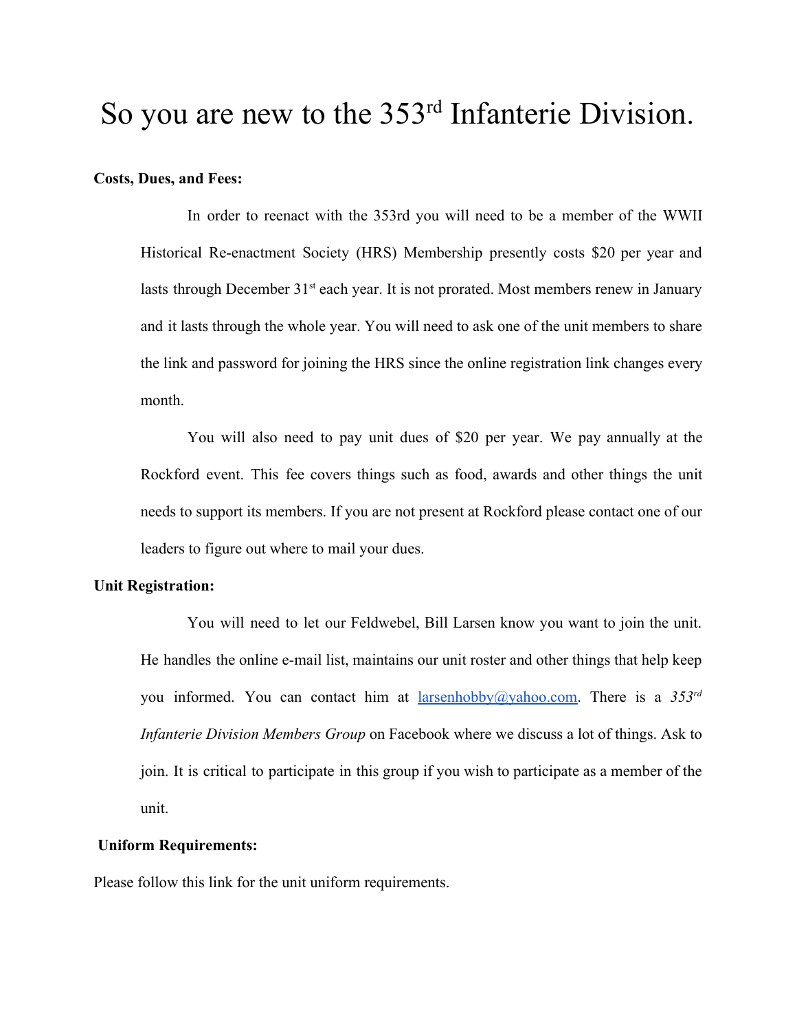# So you are new to the 353rd Infanterie Division.

**Costs, Dues, and Fees:**

In order to reenact with the 353rd you will need to be a member of the WWII Historical Re-enactment Society (HRS) Membership presently costs $20 per year and lasts through December 31st each year. It is not prorated. Most members renew in January and it lasts through the whole year. You will need to ask one of the unit members to share the link and password for joining the HRS since the online registration link changes every month.

You will also need to pay unit dues of $20 per year. We pay annually at the Rockford event. This fee covers things such as food, awards and other things the unit needs to support its members. If you are not present at Rockford please contact one of our leaders to figure out where to mail your dues.

**Unit Registration:**

You will need to let our Feldwebel, Bill Larsen know you want to join the unit. He handles the online e-mail list, maintains our unit roster and other things that help keep you informed. You can contact him at [larsenhobby@yahoo.com](mailto:larsenhobby@yahoo.com). There is a *353rd Infanterie Division Members Group* on Facebook where we discuss a lot of things. Ask to join. It is critical to participate in this group if you wish to participate as a member of the unit.

**Uniform Requirements:**

Please follow this link for the unit uniform requirements.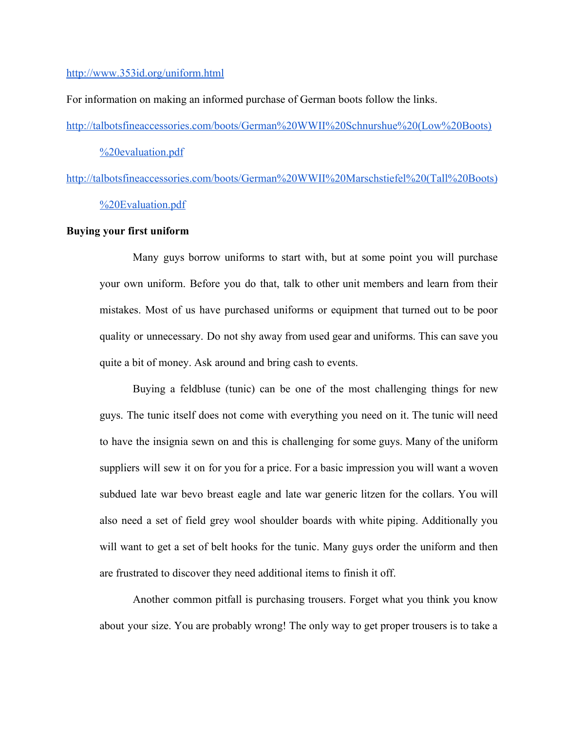http://www.353id.org/uniform.html

For information on making an informed purchase of German boots follow the links.

http://talbotsfineaccessories.com/boots/German%20WWII%20Schnurshue%20(Low%20Boots)%20evaluation.pdf

http://talbotsfineaccessories.com/boots/German%20WWII%20Marschstiefel%20(Tall%20Boots)%20Evaluation.pdf

**Buying your first uniform**

Many guys borrow uniforms to start with, but at some point you will purchase your own uniform. Before you do that, talk to other unit members and learn from their mistakes. Most of us have purchased uniforms or equipment that turned out to be poor quality or unnecessary. Do not shy away from used gear and uniforms. This can save you quite a bit of money. Ask around and bring cash to events.

Buying a feldbluse (tunic) can be one of the most challenging things for new guys. The tunic itself does not come with everything you need on it. The tunic will need to have the insignia sewn on and this is challenging for some guys. Many of the uniform suppliers will sew it on for you for a price. For a basic impression you will want a woven subdued late war bevo breast eagle and late war generic litzen for the collars. You will also need a set of field grey wool shoulder boards with white piping. Additionally you will want to get a set of belt hooks for the tunic. Many guys order the uniform and then are frustrated to discover they need additional items to finish it off.

Another common pitfall is purchasing trousers. Forget what you think you know about your size. You are probably wrong! The only way to get proper trousers is to take a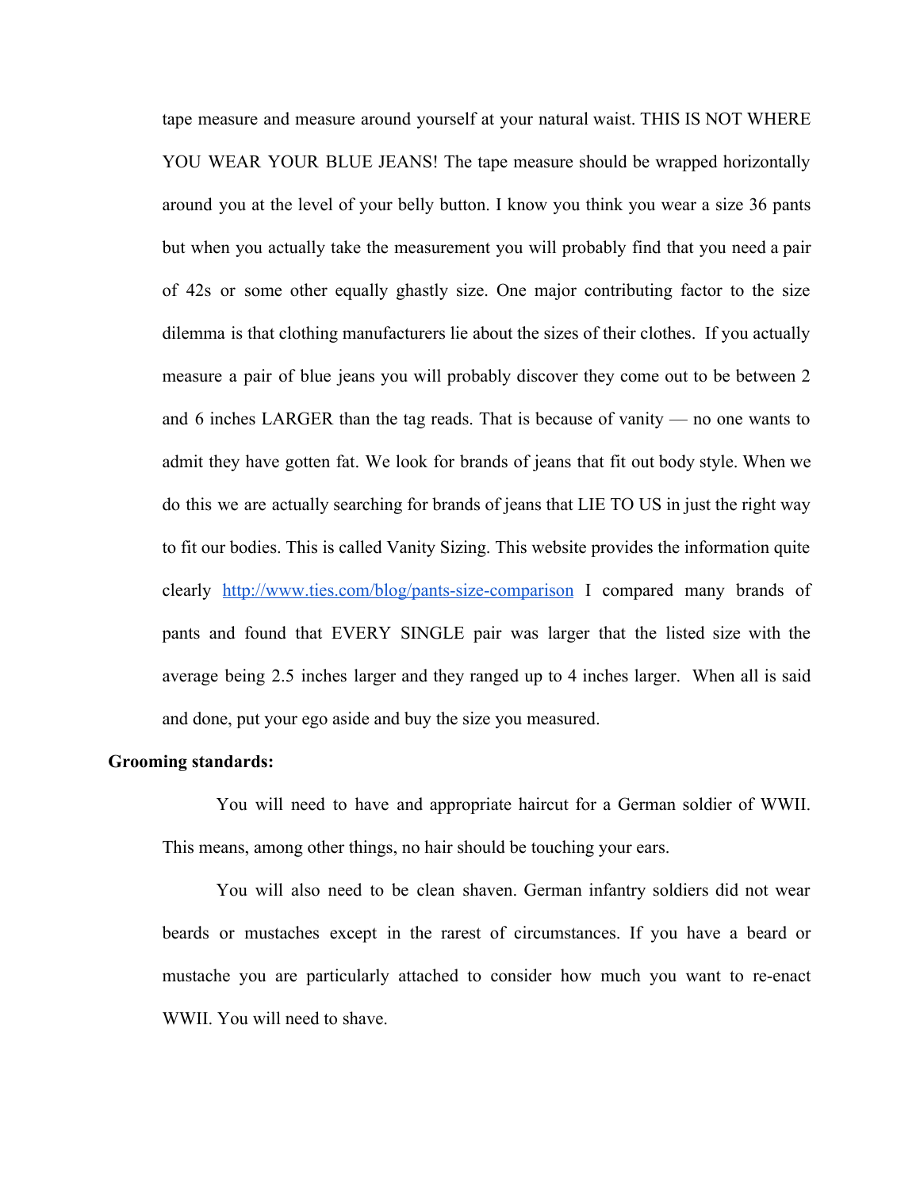tape measure and measure around yourself at your natural waist. THIS IS NOT WHERE YOU WEAR YOUR BLUE JEANS! The tape measure should be wrapped horizontally around you at the level of your belly button. I know you think you wear a size 36 pants but when you actually take the measurement you will probably find that you need a pair of 42s or some other equally ghastly size. One major contributing factor to the size dilemma is that clothing manufacturers lie about the sizes of their clothes. If you actually measure a pair of blue jeans you will probably discover they come out to be between 2 and 6 inches LARGER than the tag reads. That is because of vanity — no one wants to admit they have gotten fat. We look for brands of jeans that fit out body style. When we do this we are actually searching for brands of jeans that LIE TO US in just the right way to fit our bodies. This is called Vanity Sizing. This website provides the information quite clearly http://www.ties.com/blog/pants-size-comparison I compared many brands of pants and found that EVERY SINGLE pair was larger that the listed size with the average being 2.5 inches larger and they ranged up to 4 inches larger. When all is said and done, put your ego aside and buy the size you measured.

**Grooming standards:**

You will need to have and appropriate haircut for a German soldier of WWII. This means, among other things, no hair should be touching your ears.

You will also need to be clean shaven. German infantry soldiers did not wear beards or mustaches except in the rarest of circumstances. If you have a beard or mustache you are particularly attached to consider how much you want to re-enact WWII. You will need to shave.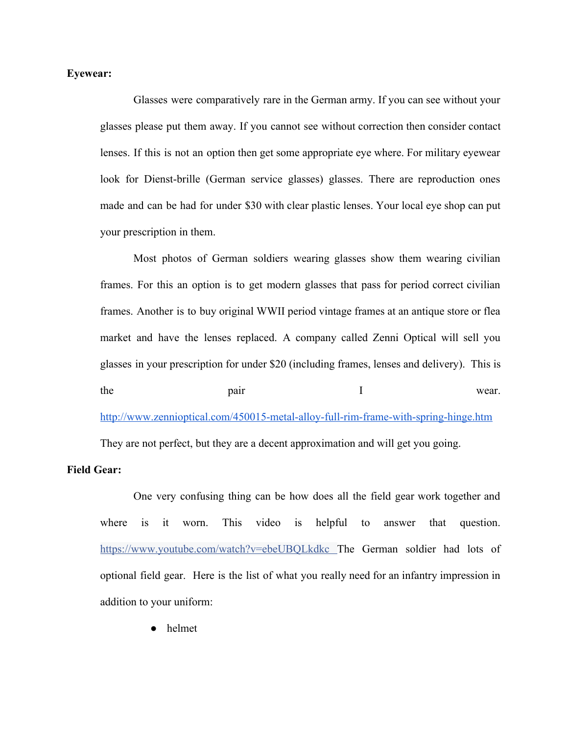**Eyewear:**

Glasses were comparatively rare in the German army. If you can see without your glasses please put them away. If you cannot see without correction then consider contact lenses. If this is not an option then get some appropriate eye where. For military eyewear look for Dienst-brille (German service glasses) glasses. There are reproduction ones made and can be had for under $30 with clear plastic lenses. Your local eye shop can put your prescription in them.

Most photos of German soldiers wearing glasses show them wearing civilian frames. For this an option is to get modern glasses that pass for period correct civilian frames. Another is to buy original WWII period vintage frames at an antique store or flea market and have the lenses replaced. A company called Zenni Optical will sell you glasses in your prescription for under $20 (including frames, lenses and delivery). This is the pair I wear. http://www.zennioptical.com/450015-metal-alloy-full-rim-frame-with-spring-hinge.htm They are not perfect, but they are a decent approximation and will get you going.

**Field Gear:**

One very confusing thing can be how does all the field gear work together and where is it worn. This video is helpful to answer that question. https://www.youtube.com/watch?v=ebeUBQLkdkc The German soldier had lots of optional field gear. Here is the list of what you really need for an infantry impression in addition to your uniform:

- helmet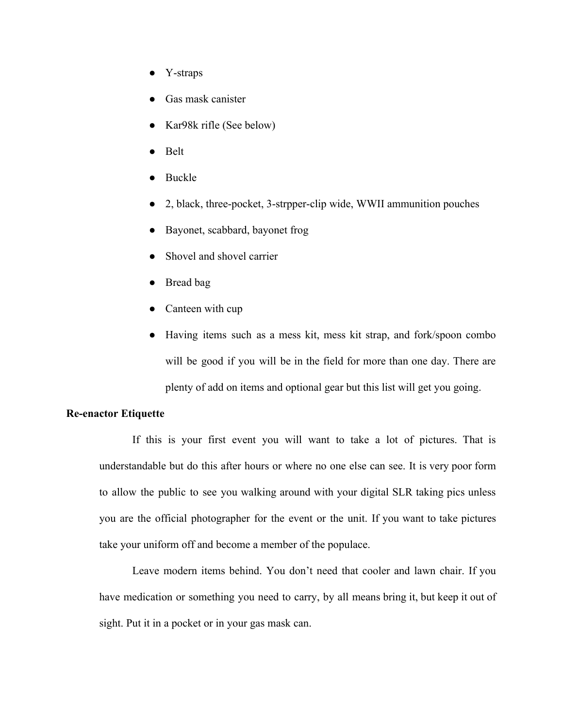- Y-straps
- Gas mask canister
- Kar98k rifle (See below)
- Belt
- Buckle
- 2, black, three-pocket, 3-strpper-clip wide, WWII ammunition pouches
- Bayonet, scabbard, bayonet frog
- Shovel and shovel carrier
- Bread bag
- Canteen with cup
- Having items such as a mess kit, mess kit strap, and fork/spoon combo will be good if you will be in the field for more than one day. There are plenty of add on items and optional gear but this list will get you going.

**Re-enactor Etiquette**

If this is your first event you will want to take a lot of pictures. That is understandable but do this after hours or where no one else can see. It is very poor form to allow the public to see you walking around with your digital SLR taking pics unless you are the official photographer for the event or the unit. If you want to take pictures take your uniform off and become a member of the populace.

Leave modern items behind. You don't need that cooler and lawn chair. If you have medication or something you need to carry, by all means bring it, but keep it out of sight. Put it in a pocket or in your gas mask can.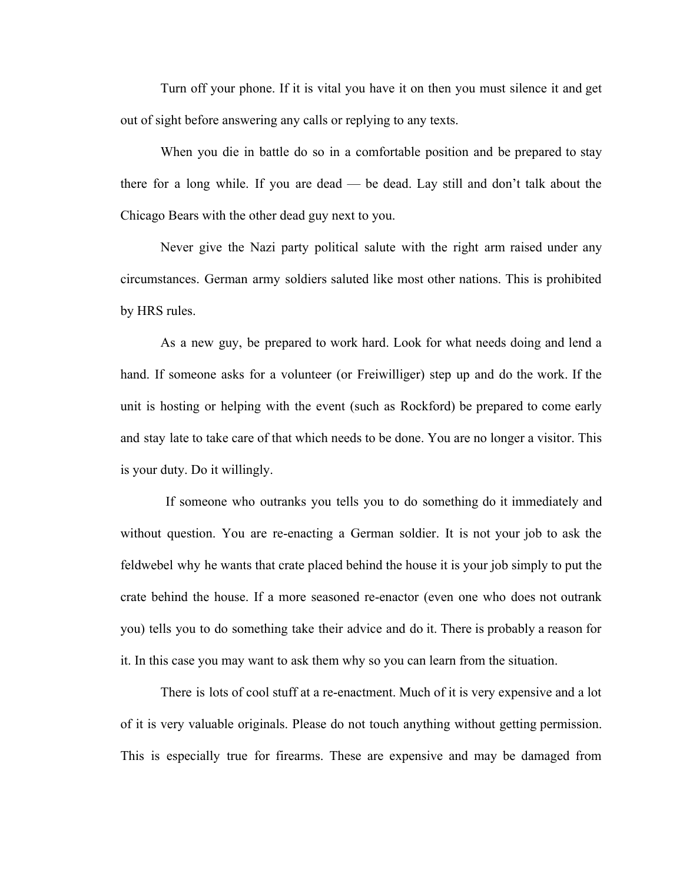Turn off your phone. If it is vital you have it on then you must silence it and get out of sight before answering any calls or replying to any texts.

When you die in battle do so in a comfortable position and be prepared to stay there for a long while. If you are dead — be dead. Lay still and don't talk about the Chicago Bears with the other dead guy next to you.

Never give the Nazi party political salute with the right arm raised under any circumstances. German army soldiers saluted like most other nations. This is prohibited by HRS rules.

As a new guy, be prepared to work hard. Look for what needs doing and lend a hand. If someone asks for a volunteer (or Freiwilliger) step up and do the work. If the unit is hosting or helping with the event (such as Rockford) be prepared to come early and stay late to take care of that which needs to be done. You are no longer a visitor. This is your duty. Do it willingly.

If someone who outranks you tells you to do something do it immediately and without question. You are re-enacting a German soldier. It is not your job to ask the feldwebel why he wants that crate placed behind the house it is your job simply to put the crate behind the house. If a more seasoned re-enactor (even one who does not outrank you) tells you to do something take their advice and do it. There is probably a reason for it. In this case you may want to ask them why so you can learn from the situation.

There is lots of cool stuff at a re-enactment. Much of it is very expensive and a lot of it is very valuable originals. Please do not touch anything without getting permission. This is especially true for firearms. These are expensive and may be damaged from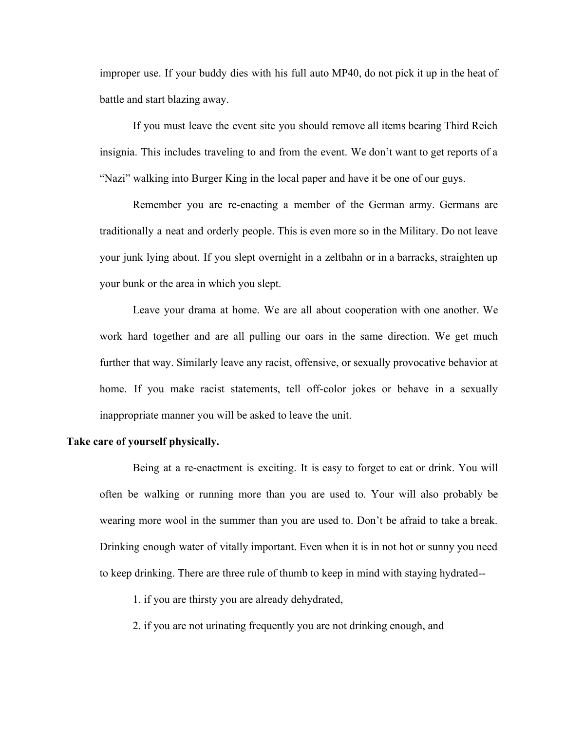improper use. If your buddy dies with his full auto MP40, do not pick it up in the heat of battle and start blazing away.

If you must leave the event site you should remove all items bearing Third Reich insignia. This includes traveling to and from the event. We don't want to get reports of a "Nazi" walking into Burger King in the local paper and have it be one of our guys.

Remember you are re-enacting a member of the German army. Germans are traditionally a neat and orderly people. This is even more so in the Military. Do not leave your junk lying about. If you slept overnight in a zeltbahn or in a barracks, straighten up your bunk or the area in which you slept.

Leave your drama at home. We are all about cooperation with one another. We work hard together and are all pulling our oars in the same direction. We get much further that way. Similarly leave any racist, offensive, or sexually provocative behavior at home. If you make racist statements, tell off-color jokes or behave in a sexually inappropriate manner you will be asked to leave the unit.

**Take care of yourself physically.**

Being at a re-enactment is exciting. It is easy to forget to eat or drink. You will often be walking or running more than you are used to. Your will also probably be wearing more wool in the summer than you are used to. Don't be afraid to take a break. Drinking enough water of vitally important. Even when it is in not hot or sunny you need to keep drinking. There are three rule of thumb to keep in mind with staying hydrated--

1. if you are thirsty you are already dehydrated,
2. if you are not urinating frequently you are not drinking enough, and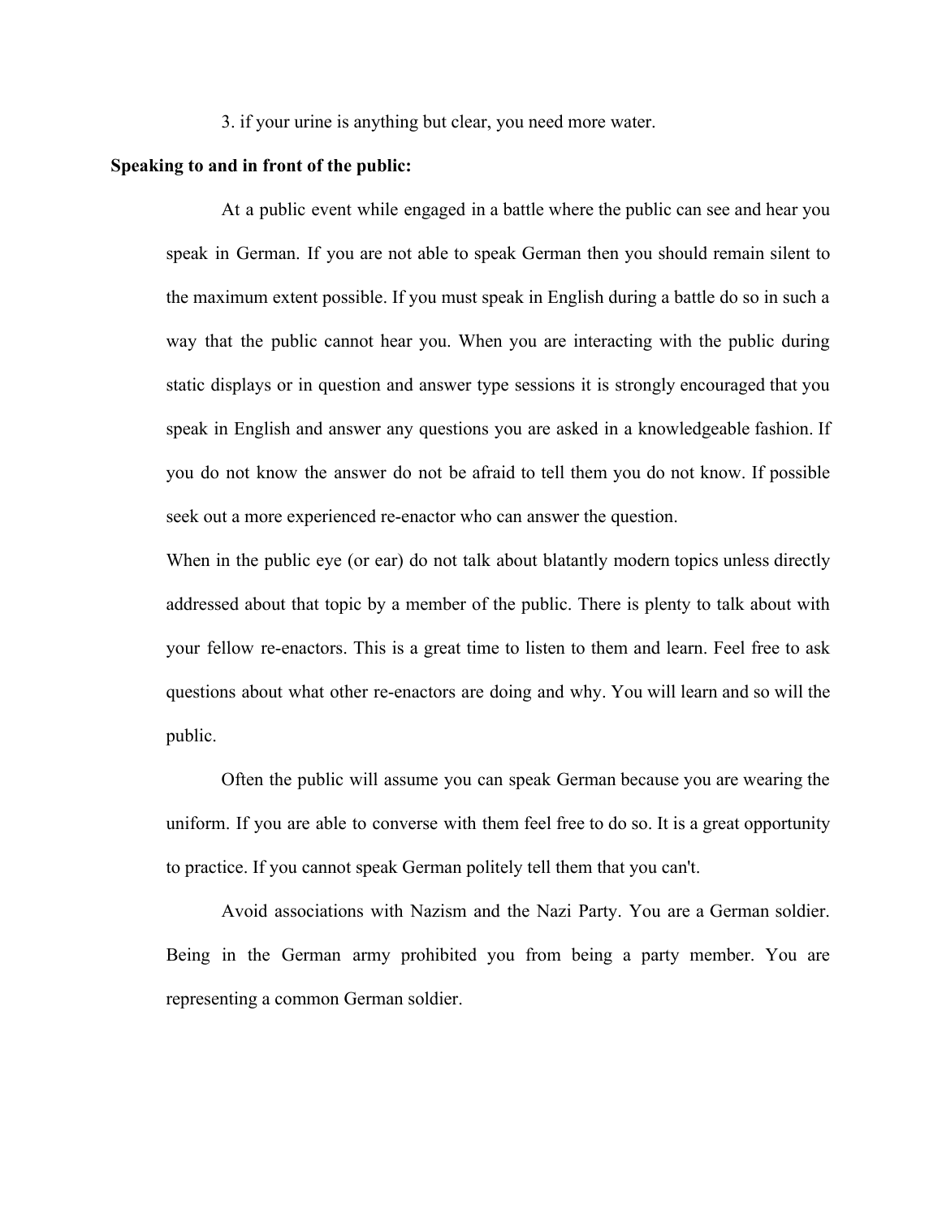3. if your urine is anything but clear, you need more water.

**Speaking to and in front of the public:**

At a public event while engaged in a battle where the public can see and hear you speak in German. If you are not able to speak German then you should remain silent to the maximum extent possible. If you must speak in English during a battle do so in such a way that the public cannot hear you. When you are interacting with the public during static displays or in question and answer type sessions it is strongly encouraged that you speak in English and answer any questions you are asked in a knowledgeable fashion. If you do not know the answer do not be afraid to tell them you do not know. If possible seek out a more experienced re-enactor who can answer the question.

When in the public eye (or ear) do not talk about blatantly modern topics unless directly addressed about that topic by a member of the public. There is plenty to talk about with your fellow re-enactors. This is a great time to listen to them and learn. Feel free to ask questions about what other re-enactors are doing and why. You will learn and so will the public.

Often the public will assume you can speak German because you are wearing the uniform. If you are able to converse with them feel free to do so. It is a great opportunity to practice. If you cannot speak German politely tell them that you can't.

Avoid associations with Nazism and the Nazi Party. You are a German soldier. Being in the German army prohibited you from being a party member. You are representing a common German soldier.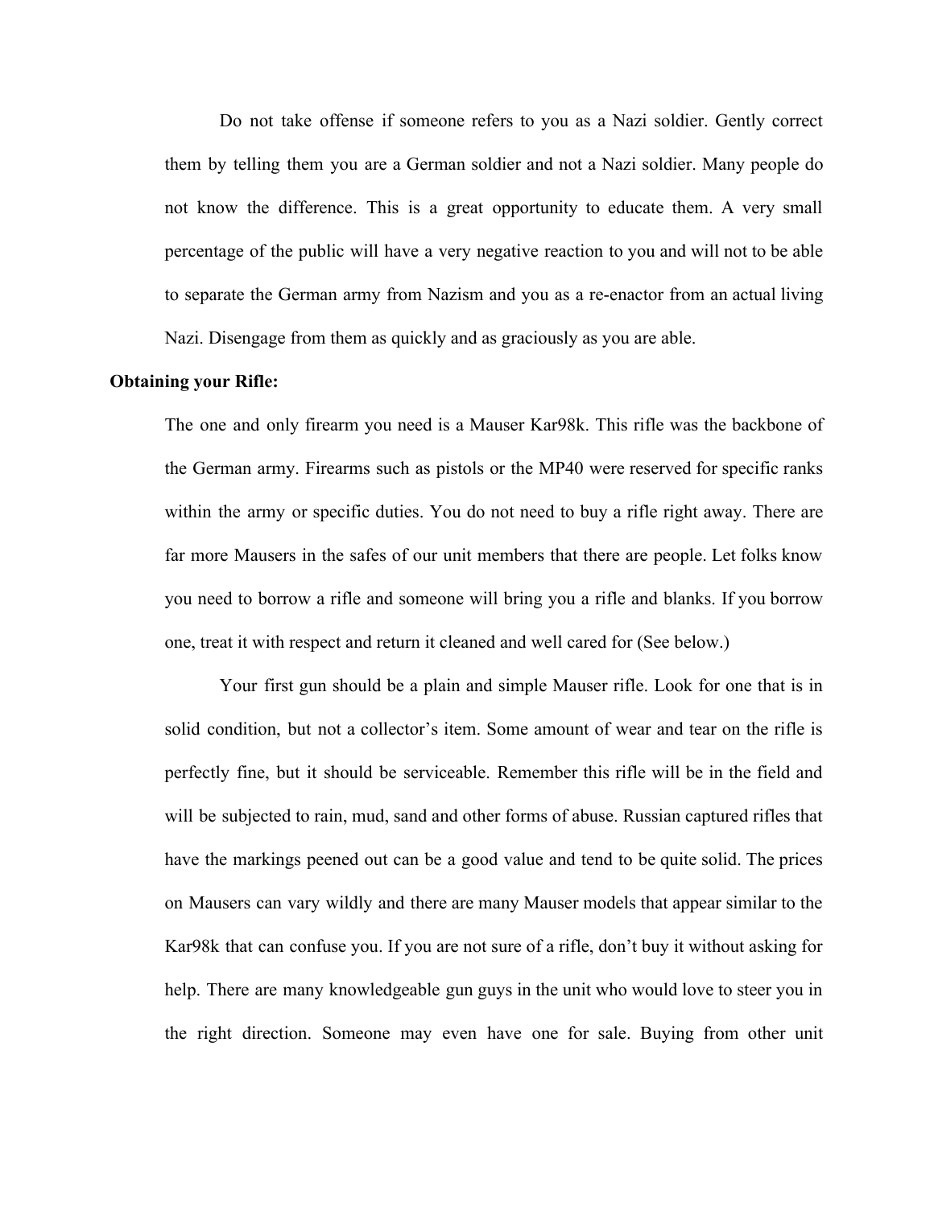Do not take offense if someone refers to you as a Nazi soldier. Gently correct them by telling them you are a German soldier and not a Nazi soldier. Many people do not know the difference. This is a great opportunity to educate them. A very small percentage of the public will have a very negative reaction to you and will not to be able to separate the German army from Nazism and you as a re-enactor from an actual living Nazi. Disengage from them as quickly and as graciously as you are able.

**Obtaining your Rifle:**

The one and only firearm you need is a Mauser Kar98k. This rifle was the backbone of the German army. Firearms such as pistols or the MP40 were reserved for specific ranks within the army or specific duties. You do not need to buy a rifle right away. There are far more Mausers in the safes of our unit members that there are people. Let folks know you need to borrow a rifle and someone will bring you a rifle and blanks. If you borrow one, treat it with respect and return it cleaned and well cared for (See below.)

Your first gun should be a plain and simple Mauser rifle. Look for one that is in solid condition, but not a collector's item. Some amount of wear and tear on the rifle is perfectly fine, but it should be serviceable. Remember this rifle will be in the field and will be subjected to rain, mud, sand and other forms of abuse. Russian captured rifles that have the markings peened out can be a good value and tend to be quite solid. The prices on Mausers can vary wildly and there are many Mauser models that appear similar to the Kar98k that can confuse you. If you are not sure of a rifle, don't buy it without asking for help. There are many knowledgeable gun guys in the unit who would love to steer you in the right direction. Someone may even have one for sale. Buying from other unit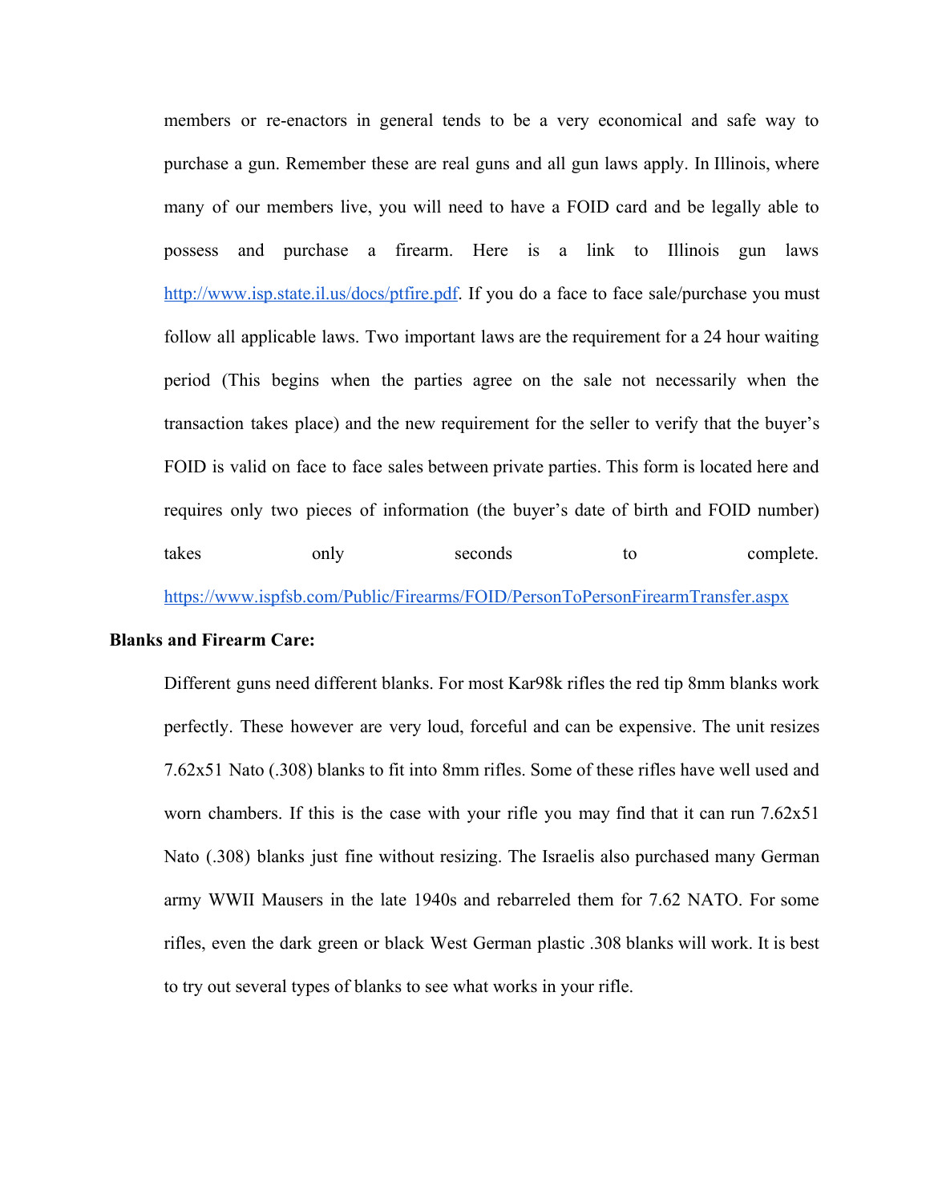members or re-enactors in general tends to be a very economical and safe way to purchase a gun. Remember these are real guns and all gun laws apply. In Illinois, where many of our members live, you will need to have a FOID card and be legally able to possess and purchase a firearm. Here is a link to Illinois gun laws [http://www.isp.state.il.us/docs/ptfire.pdf](http://www.isp.state.il.us/docs/ptfire.pdf). If you do a face to face sale/purchase you must follow all applicable laws. Two important laws are the requirement for a 24 hour waiting period (This begins when the parties agree on the sale not necessarily when the transaction takes place) and the new requirement for the seller to verify that the buyer's FOID is valid on face to face sales between private parties. This form is located here and requires only two pieces of information (the buyer's date of birth and FOID number) takes only seconds to complete. [https://www.ispfsb.com/Public/Firearms/FOID/PersonToPersonFirearmTransfer.aspx](https://www.ispfsb.com/Public/Firearms/FOID/PersonToPersonFirearmTransfer.aspx)

**Blanks and Firearm Care:**

Different guns need different blanks. For most Kar98k rifles the red tip 8mm blanks work perfectly. These however are very loud, forceful and can be expensive. The unit resizes 7.62x51 Nato (.308) blanks to fit into 8mm rifles. Some of these rifles have well used and worn chambers. If this is the case with your rifle you may find that it can run 7.62x51 Nato (.308) blanks just fine without resizing. The Israelis also purchased many German army WWII Mausers in the late 1940s and rebarreled them for 7.62 NATO. For some rifles, even the dark green or black West German plastic .308 blanks will work. It is best to try out several types of blanks to see what works in your rifle.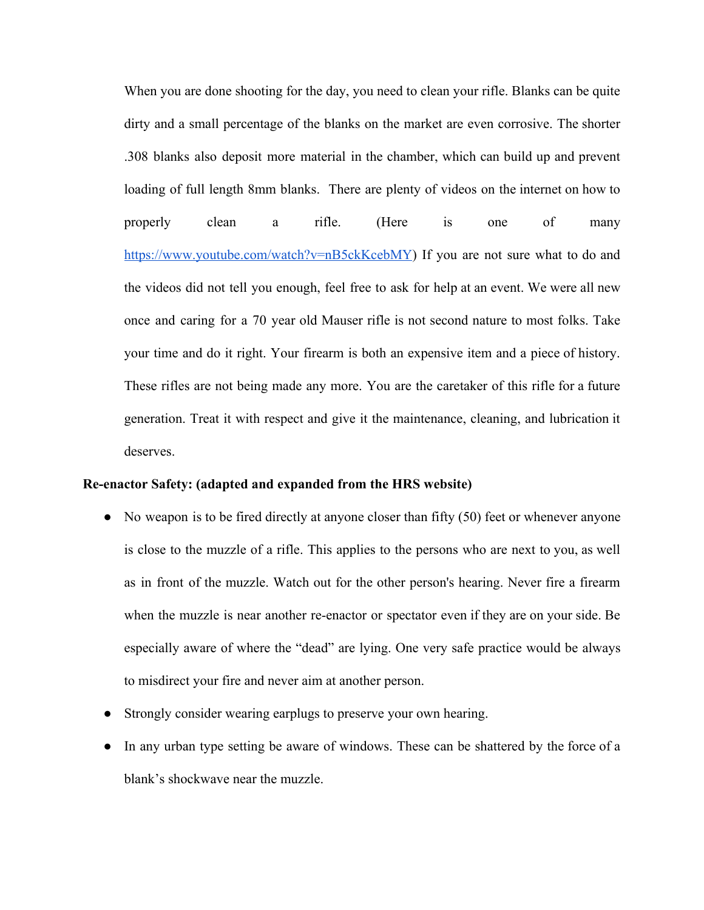When you are done shooting for the day, you need to clean your rifle. Blanks can be quite dirty and a small percentage of the blanks on the market are even corrosive. The shorter .308 blanks also deposit more material in the chamber, which can build up and prevent loading of full length 8mm blanks. There are plenty of videos on the internet on how to properly clean a rifle. (Here is one of many [https://www.youtube.com/watch?v=nB5ckKcebMY](https://www.youtube.com/watch?v=nB5ckKcebMY)) If you are not sure what to do and the videos did not tell you enough, feel free to ask for help at an event. We were all new once and caring for a 70 year old Mauser rifle is not second nature to most folks. Take your time and do it right. Your firearm is both an expensive item and a piece of history. These rifles are not being made any more. You are the caretaker of this rifle for a future generation. Treat it with respect and give it the maintenance, cleaning, and lubrication it deserves.

**Re-enactor Safety: (adapted and expanded from the HRS website)**

- No weapon is to be fired directly at anyone closer than fifty (50) feet or whenever anyone is close to the muzzle of a rifle. This applies to the persons who are next to you, as well as in front of the muzzle. Watch out for the other person's hearing. Never fire a firearm when the muzzle is near another re-enactor or spectator even if they are on your side. Be especially aware of where the "dead" are lying. One very safe practice would be always to misdirect your fire and never aim at another person.
- Strongly consider wearing earplugs to preserve your own hearing.
- In any urban type setting be aware of windows. These can be shattered by the force of a blank's shockwave near the muzzle.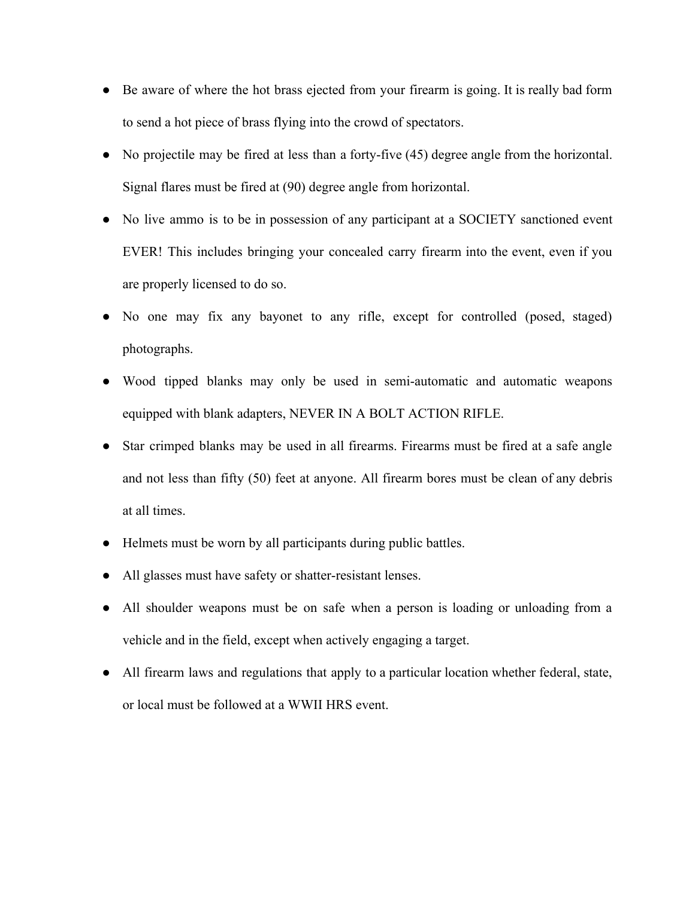- Be aware of where the hot brass ejected from your firearm is going. It is really bad form to send a hot piece of brass flying into the crowd of spectators.
- No projectile may be fired at less than a forty-five (45) degree angle from the horizontal. Signal flares must be fired at (90) degree angle from horizontal.
- No live ammo is to be in possession of any participant at a SOCIETY sanctioned event EVER! This includes bringing your concealed carry firearm into the event, even if you are properly licensed to do so.
- No one may fix any bayonet to any rifle, except for controlled (posed, staged) photographs.
- Wood tipped blanks may only be used in semi-automatic and automatic weapons equipped with blank adapters, NEVER IN A BOLT ACTION RIFLE.
- Star crimped blanks may be used in all firearms. Firearms must be fired at a safe angle and not less than fifty (50) feet at anyone. All firearm bores must be clean of any debris at all times.
- Helmets must be worn by all participants during public battles.
- All glasses must have safety or shatter-resistant lenses.
- All shoulder weapons must be on safe when a person is loading or unloading from a vehicle and in the field, except when actively engaging a target.
- All firearm laws and regulations that apply to a particular location whether federal, state, or local must be followed at a WWII HRS event.